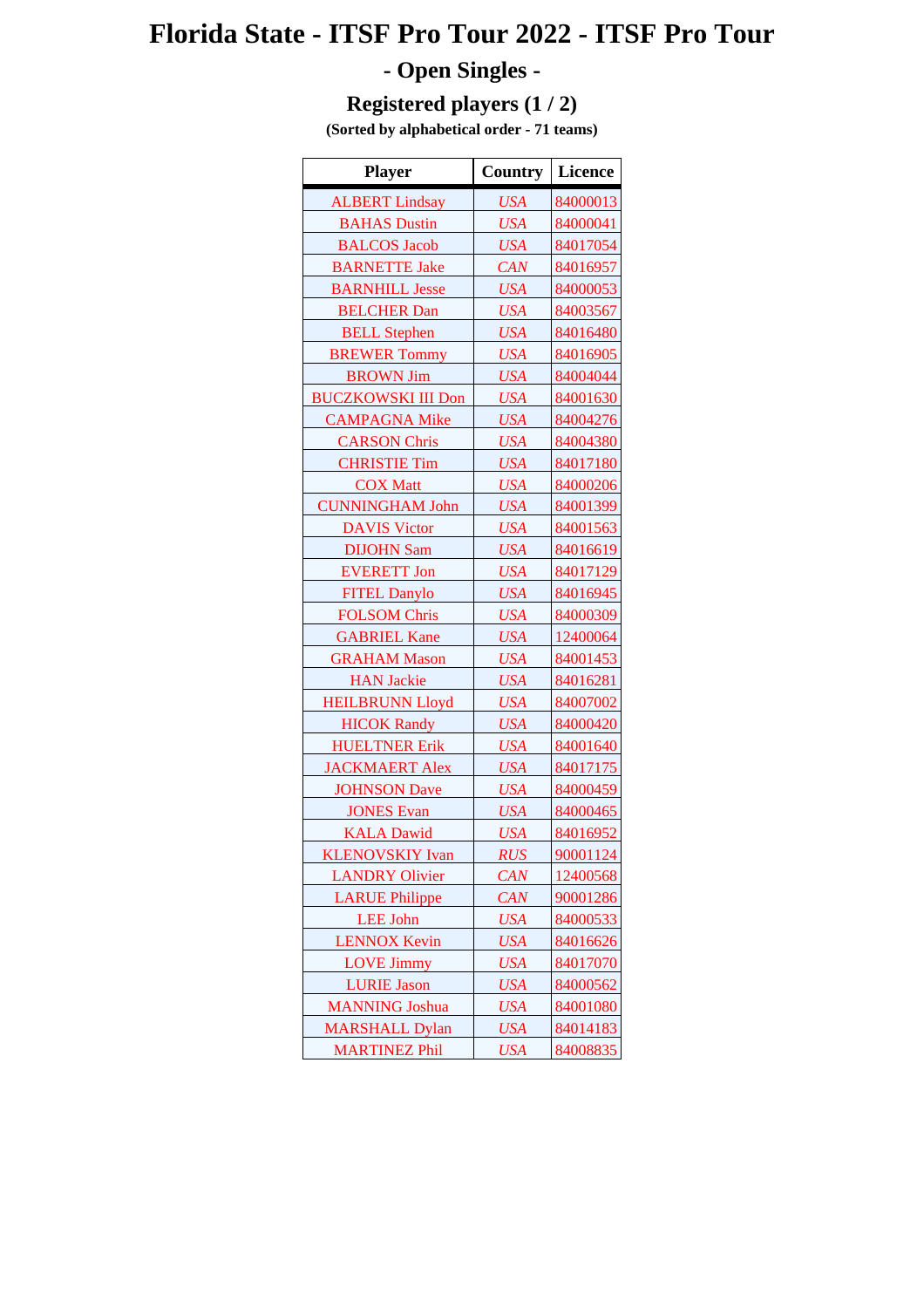# Florida State - ITSF Pro Tour 2022 - ITSF Pro Tour

## - Open Singles -

### Registered players (1 / 2)

**(Sorted by alphabetical order - 71 teams)**

| Player | Country | Licence |
|---|---|---|
| ALBERT Lindsay | *USA* | 84000013 |
| BAHAS Dustin | *USA* | 84000041 |
| BALCOS Jacob | *USA* | 84017054 |
| BARNETTE Jake | *CAN* | 84016957 |
| BARNHILL Jesse | *USA* | 84000053 |
| BELCHER Dan | *USA* | 84003567 |
| BELL Stephen | *USA* | 84016480 |
| BREWER Tommy | *USA* | 84016905 |
| BROWN Jim | *USA* | 84004044 |
| BUCZKOWSKI III Don | *USA* | 84001630 |
| CAMPAGNA Mike | *USA* | 84004276 |
| CARSON Chris | *USA* | 84004380 |
| CHRISTIE Tim | *USA* | 84017180 |
| COX Matt | *USA* | 84000206 |
| CUNNINGHAM John | *USA* | 84001399 |
| DAVIS Victor | *USA* | 84001563 |
| DIJOHN Sam | *USA* | 84016619 |
| EVERETT Jon | *USA* | 84017129 |
| FITEL Danylo | *USA* | 84016945 |
| FOLSOM Chris | *USA* | 84000309 |
| GABRIEL Kane | *USA* | 12400064 |
| GRAHAM Mason | *USA* | 84001453 |
| HAN Jackie | *USA* | 84016281 |
| HEILBRUNN Lloyd | *USA* | 84007002 |
| HICOK Randy | *USA* | 84000420 |
| HUELTNER Erik | *USA* | 84001640 |
| JACKMAERT Alex | *USA* | 84017175 |
| JOHNSON Dave | *USA* | 84000459 |
| JONES Evan | *USA* | 84000465 |
| KALA Dawid | *USA* | 84016952 |
| KLENOVSKIY Ivan | *RUS* | 90001124 |
| LANDRY Olivier | *CAN* | 12400568 |
| LARUE Philippe | *CAN* | 90001286 |
| LEE John | *USA* | 84000533 |
| LENNOX Kevin | *USA* | 84016626 |
| LOVE Jimmy | *USA* | 84017070 |
| LURIE Jason | *USA* | 84000562 |
| MANNING Joshua | *USA* | 84001080 |
| MARSHALL Dylan | *USA* | 84014183 |
| MARTINEZ Phil | *USA* | 84008835 |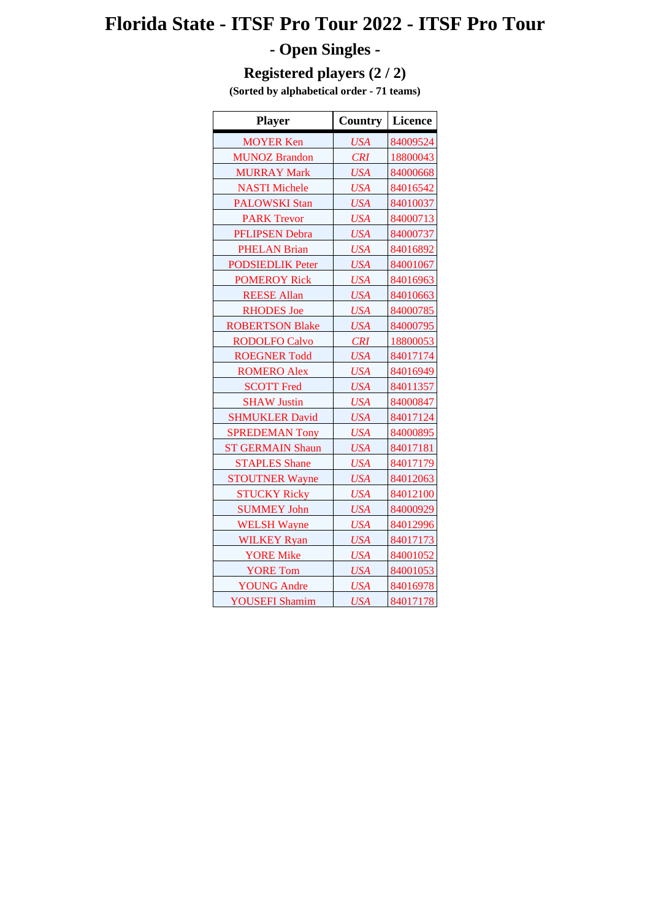# Florida State - ITSF Pro Tour 2022 - ITSF Pro Tour

## - Open Singles -

### Registered players (2 / 2)

**(Sorted by alphabetical order - 71 teams)**

| Player | Country | Licence |
|---|---|---|
| MOYER Ken | *USA* | 84009524 |
| MUNOZ Brandon | *CRI* | 18800043 |
| MURRAY Mark | *USA* | 84000668 |
| NASTI Michele | *USA* | 84016542 |
| PALOWSKI Stan | *USA* | 84010037 |
| PARK Trevor | *USA* | 84000713 |
| PFLIPSEN Debra | *USA* | 84000737 |
| PHELAN Brian | *USA* | 84016892 |
| PODSIEDLIK Peter | *USA* | 84001067 |
| POMEROY Rick | *USA* | 84016963 |
| REESE Allan | *USA* | 84010663 |
| RHODES Joe | *USA* | 84000785 |
| ROBERTSON Blake | *USA* | 84000795 |
| RODOLFO Calvo | *CRI* | 18800053 |
| ROEGNER Todd | *USA* | 84017174 |
| ROMERO Alex | *USA* | 84016949 |
| SCOTT Fred | *USA* | 84011357 |
| SHAW Justin | *USA* | 84000847 |
| SHMUKLER David | *USA* | 84017124 |
| SPREDEMAN Tony | *USA* | 84000895 |
| ST GERMAIN Shaun | *USA* | 84017181 |
| STAPLES Shane | *USA* | 84017179 |
| STOUTNER Wayne | *USA* | 84012063 |
| STUCKY Ricky | *USA* | 84012100 |
| SUMMEY John | *USA* | 84000929 |
| WELSH Wayne | *USA* | 84012996 |
| WILKEY Ryan | *USA* | 84017173 |
| YORE Mike | *USA* | 84001052 |
| YORE Tom | *USA* | 84001053 |
| YOUNG Andre | *USA* | 84016978 |
| YOUSEFI Shamim | *USA* | 84017178 |